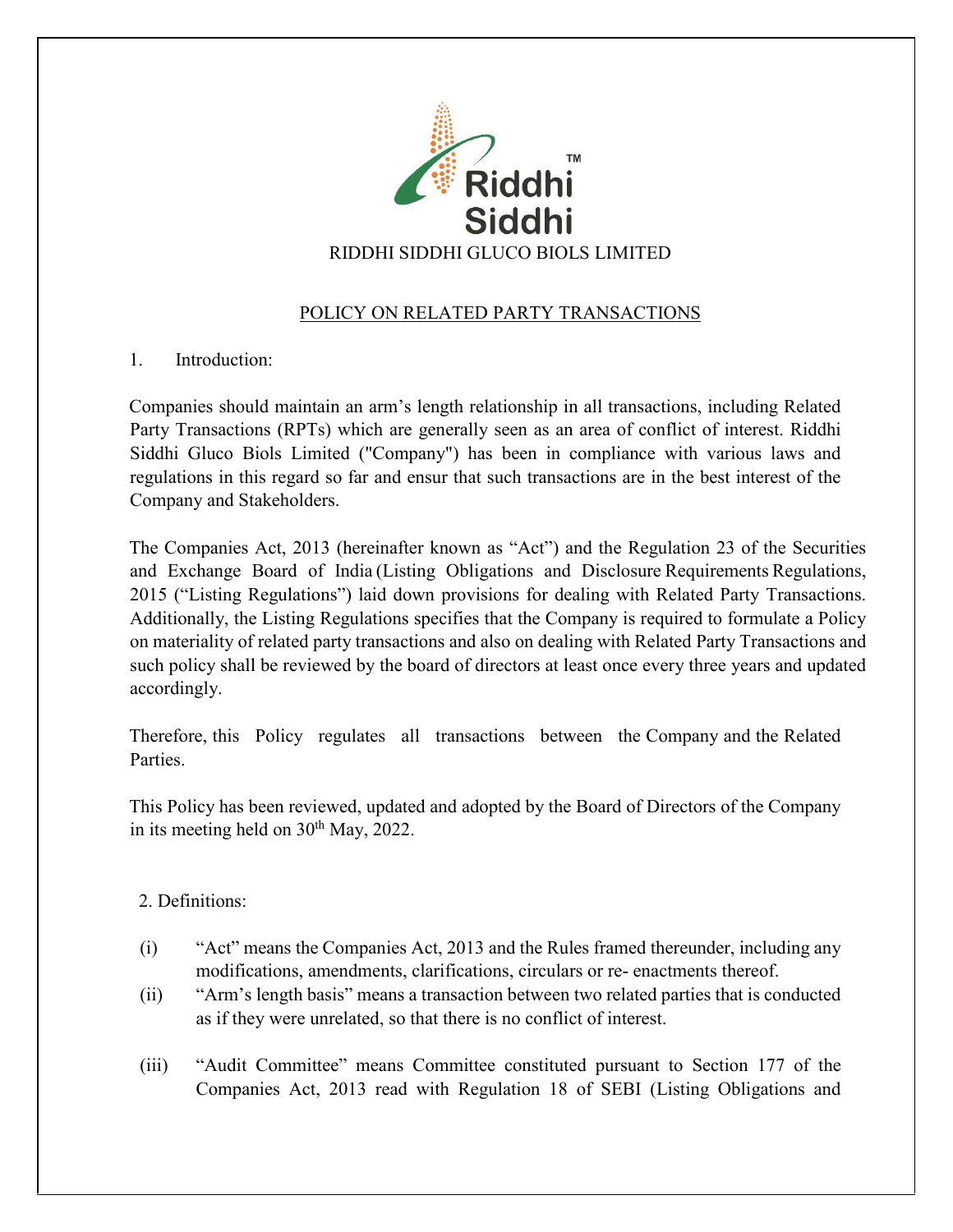RIDDHI SIDDHI GLUCO BIOLS LIMITED

# POLICY ON RELATED PARTY TRANSACTIONS

## 1. Introduction:

Companies should maintain an arm's length relationship in all transactions, including Related Party Transactions (RPTs) which are generally seen as an area of conflict of interest. Riddhi Siddhi Gluco Biols Limited ("Company") has been in compliance with various laws and regulations in this regard so far and ensur that such transactions are in the best interest of the Company and Stakeholders.

The Companies Act, 2013 (hereinafter known as "Act") and the Regulation 23 of the Securities and Exchange Board of India (Listing Obligations and Disclosure Requirements Regulations, 2015 ("Listing Regulations") laid down provisions for dealing with Related Party Transactions. Additionally, the Listing Regulations specifies that the Company is required to formulate a Policy on materiality of related party transactions and also on dealing with Related Party Transactions and such policy shall be reviewed by the board of directors at least once every three years and updated accordingly.

Therefore, this Policy regulates all transactions between the Company and the Related Parties.

This Policy has been reviewed, updated and adopted by the Board of Directors of the Company in its meeting held on 30th May, 2022.

## 2. Definitions:

(i) "Act" means the Companies Act, 2013 and the Rules framed thereunder, including any modifications, amendments, clarifications, circulars or re- enactments thereof.

(ii) "Arm's length basis" means a transaction between two related parties that is conducted as if they were unrelated, so that there is no conflict of interest.

(iii) "Audit Committee" means Committee constituted pursuant to Section 177 of the Companies Act, 2013 read with Regulation 18 of SEBI (Listing Obligations and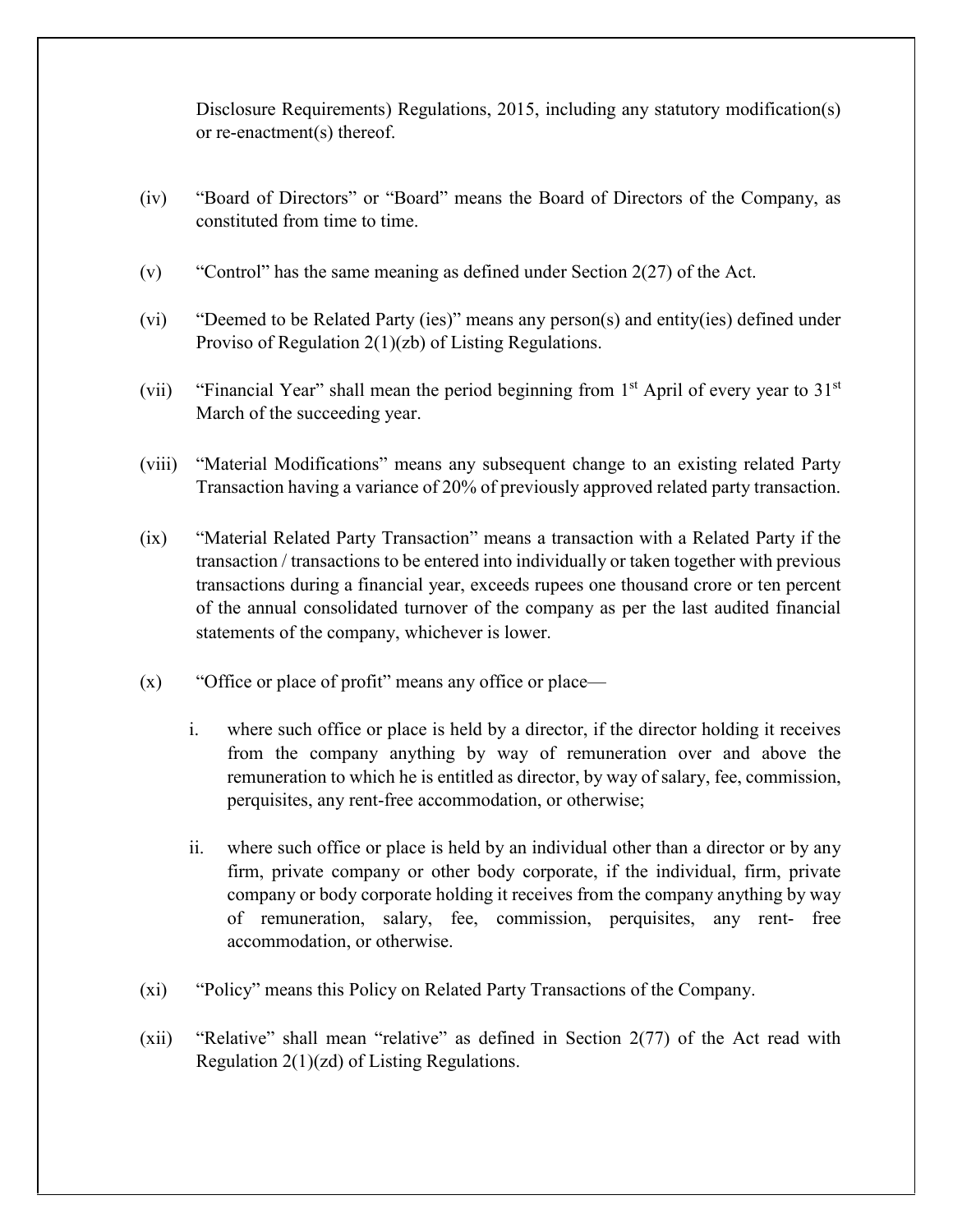Disclosure Requirements) Regulations, 2015, including any statutory modification(s) or re-enactment(s) thereof.

(iv) "Board of Directors" or "Board" means the Board of Directors of the Company, as constituted from time to time.

(v) "Control" has the same meaning as defined under Section 2(27) of the Act.

(vi) "Deemed to be Related Party (ies)" means any person(s) and entity(ies) defined under Proviso of Regulation 2(1)(zb) of Listing Regulations.

(vii) "Financial Year" shall mean the period beginning from 1st April of every year to 31st March of the succeeding year.

(viii) "Material Modifications" means any subsequent change to an existing related Party Transaction having a variance of 20% of previously approved related party transaction.

(ix) "Material Related Party Transaction" means a transaction with a Related Party if the transaction / transactions to be entered into individually or taken together with previous transactions during a financial year, exceeds rupees one thousand crore or ten percent of the annual consolidated turnover of the company as per the last audited financial statements of the company, whichever is lower.

(x) "Office or place of profit" means any office or place—

i. where such office or place is held by a director, if the director holding it receives from the company anything by way of remuneration over and above the remuneration to which he is entitled as director, by way of salary, fee, commission, perquisites, any rent-free accommodation, or otherwise;

ii. where such office or place is held by an individual other than a director or by any firm, private company or other body corporate, if the individual, firm, private company or body corporate holding it receives from the company anything by way of remuneration, salary, fee, commission, perquisites, any rent- free accommodation, or otherwise.

(xi) "Policy" means this Policy on Related Party Transactions of the Company.

(xii) "Relative" shall mean "relative" as defined in Section 2(77) of the Act read with Regulation 2(1)(zd) of Listing Regulations.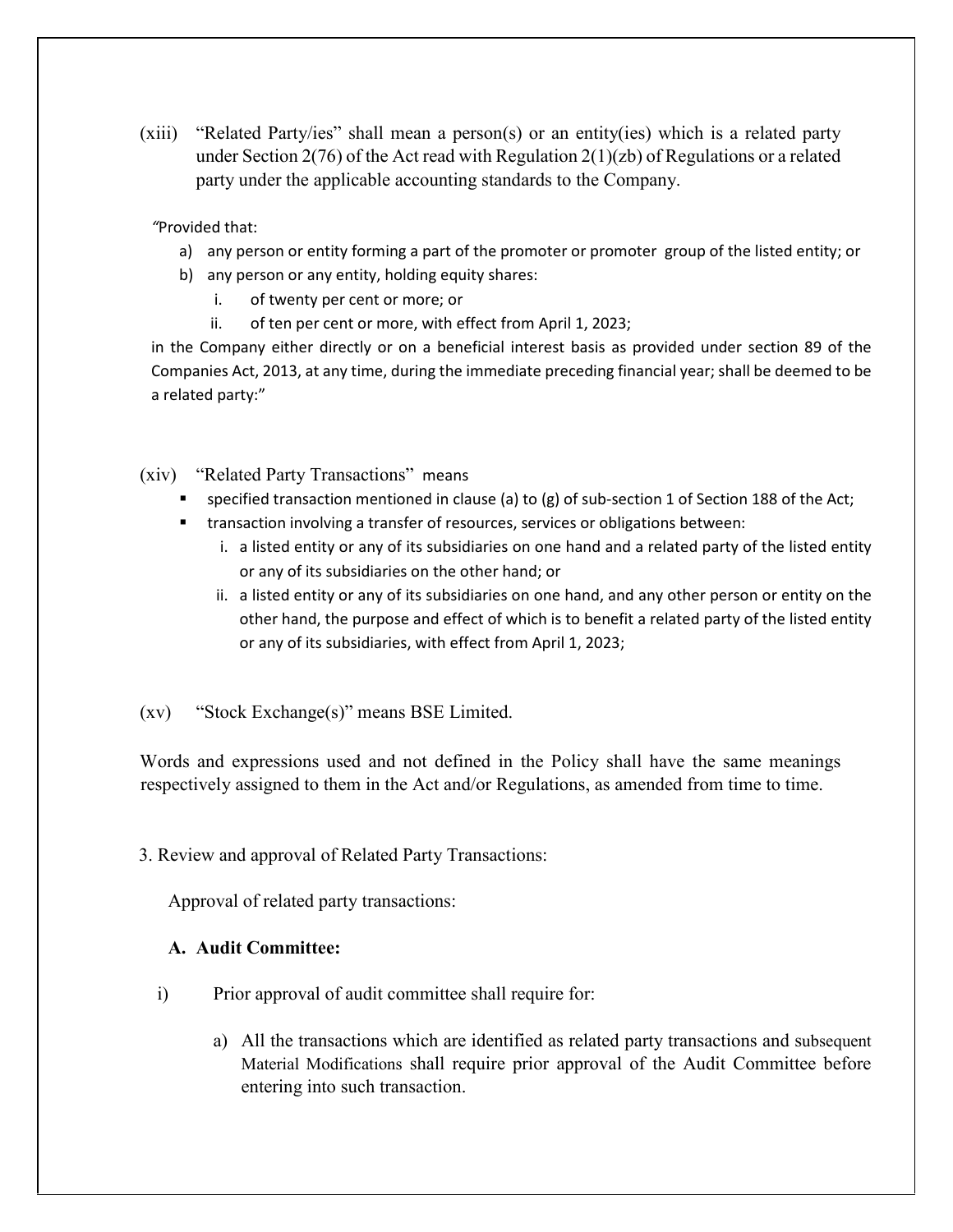(xiii) "Related Party/ies" shall mean a person(s) or an entity(ies) which is a related party under Section 2(76) of the Act read with Regulation 2(1)(zb) of Regulations or a related party under the applicable accounting standards to the Company.

"Provided that:

a) any person or entity forming a part of the promoter or promoter group of the listed entity; or
b) any person or any entity, holding equity shares:
   i. of twenty per cent or more; or
   ii. of ten per cent or more, with effect from April 1, 2023;

in the Company either directly or on a beneficial interest basis as provided under section 89 of the Companies Act, 2013, at any time, during the immediate preceding financial year; shall be deemed to be a related party:"

(xiv) "Related Party Transactions" means

- specified transaction mentioned in clause (a) to (g) of sub-section 1 of Section 188 of the Act;
- transaction involving a transfer of resources, services or obligations between:
  i. a listed entity or any of its subsidiaries on one hand and a related party of the listed entity or any of its subsidiaries on the other hand; or
  ii. a listed entity or any of its subsidiaries on one hand, and any other person or entity on the other hand, the purpose and effect of which is to benefit a related party of the listed entity or any of its subsidiaries, with effect from April 1, 2023;

(xv) "Stock Exchange(s)" means BSE Limited.

Words and expressions used and not defined in the Policy shall have the same meanings respectively assigned to them in the Act and/or Regulations, as amended from time to time.

3. Review and approval of Related Party Transactions:

Approval of related party transactions:

**A. Audit Committee:**

i) Prior approval of audit committee shall require for:

a) All the transactions which are identified as related party transactions and subsequent Material Modifications shall require prior approval of the Audit Committee before entering into such transaction.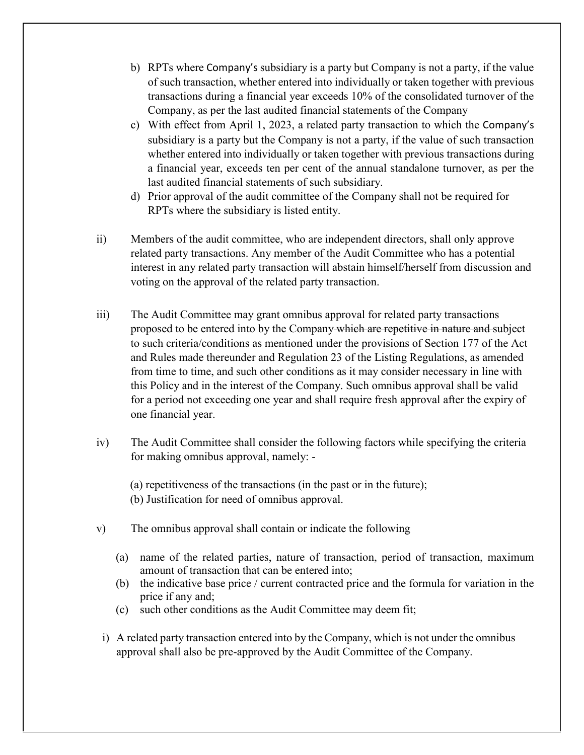b) RPTs where Company's subsidiary is a party but Company is not a party, if the value of such transaction, whether entered into individually or taken together with previous transactions during a financial year exceeds 10% of the consolidated turnover of the Company, as per the last audited financial statements of the Company

c) With effect from April 1, 2023, a related party transaction to which the Company's subsidiary is a party but the Company is not a party, if the value of such transaction whether entered into individually or taken together with previous transactions during a financial year, exceeds ten per cent of the annual standalone turnover, as per the last audited financial statements of such subsidiary.

d) Prior approval of the audit committee of the Company shall not be required for RPTs where the subsidiary is listed entity.

ii) Members of the audit committee, who are independent directors, shall only approve related party transactions. Any member of the Audit Committee who has a potential interest in any related party transaction will abstain himself/herself from discussion and voting on the approval of the related party transaction.

iii) The Audit Committee may grant omnibus approval for related party transactions proposed to be entered into by the Company ~~which are repetitive in nature and~~ subject to such criteria/conditions as mentioned under the provisions of Section 177 of the Act and Rules made thereunder and Regulation 23 of the Listing Regulations, as amended from time to time, and such other conditions as it may consider necessary in line with this Policy and in the interest of the Company. Such omnibus approval shall be valid for a period not exceeding one year and shall require fresh approval after the expiry of one financial year.

iv) The Audit Committee shall consider the following factors while specifying the criteria for making omnibus approval, namely: -

(a) repetitiveness of the transactions (in the past or in the future);
(b) Justification for need of omnibus approval.

v) The omnibus approval shall contain or indicate the following

(a) name of the related parties, nature of transaction, period of transaction, maximum amount of transaction that can be entered into;
(b) the indicative base price / current contracted price and the formula for variation in the price if any and;
(c) such other conditions as the Audit Committee may deem fit;

i) A related party transaction entered into by the Company, which is not under the omnibus approval shall also be pre-approved by the Audit Committee of the Company.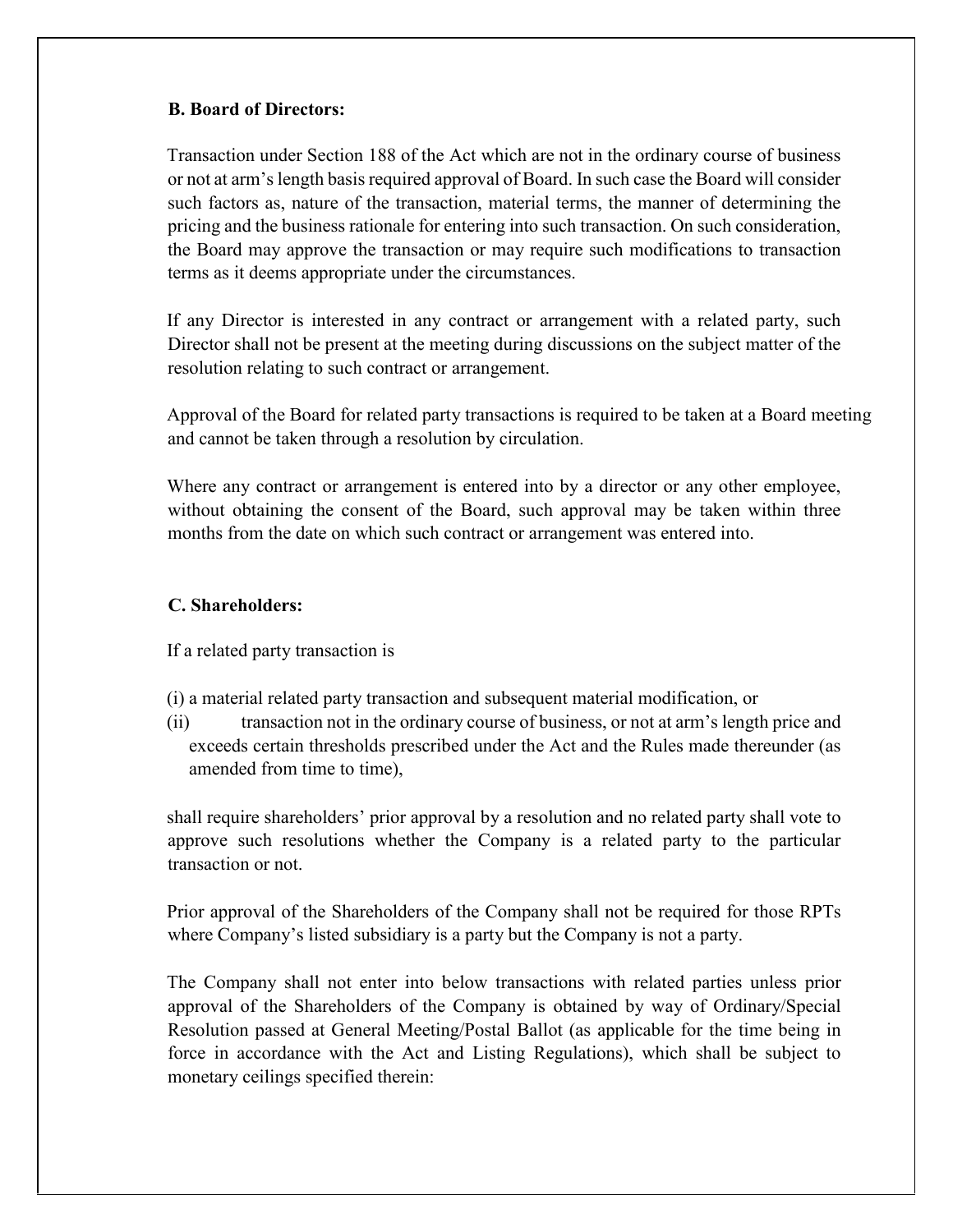**B. Board of Directors:**

Transaction under Section 188 of the Act which are not in the ordinary course of business or not at arm's length basis required approval of Board. In such case the Board will consider such factors as, nature of the transaction, material terms, the manner of determining the pricing and the business rationale for entering into such transaction. On such consideration, the Board may approve the transaction or may require such modifications to transaction terms as it deems appropriate under the circumstances.

If any Director is interested in any contract or arrangement with a related party, such Director shall not be present at the meeting during discussions on the subject matter of the resolution relating to such contract or arrangement.

Approval of the Board for related party transactions is required to be taken at a Board meeting and cannot be taken through a resolution by circulation.

Where any contract or arrangement is entered into by a director or any other employee, without obtaining the consent of the Board, such approval may be taken within three months from the date on which such contract or arrangement was entered into.

**C. Shareholders:**

If a related party transaction is

(i) a material related party transaction and subsequent material modification, or

(ii) transaction not in the ordinary course of business, or not at arm's length price and exceeds certain thresholds prescribed under the Act and the Rules made thereunder (as amended from time to time),

shall require shareholders' prior approval by a resolution and no related party shall vote to approve such resolutions whether the Company is a related party to the particular transaction or not.

Prior approval of the Shareholders of the Company shall not be required for those RPTs where Company's listed subsidiary is a party but the Company is not a party.

The Company shall not enter into below transactions with related parties unless prior approval of the Shareholders of the Company is obtained by way of Ordinary/Special Resolution passed at General Meeting/Postal Ballot (as applicable for the time being in force in accordance with the Act and Listing Regulations), which shall be subject to monetary ceilings specified therein: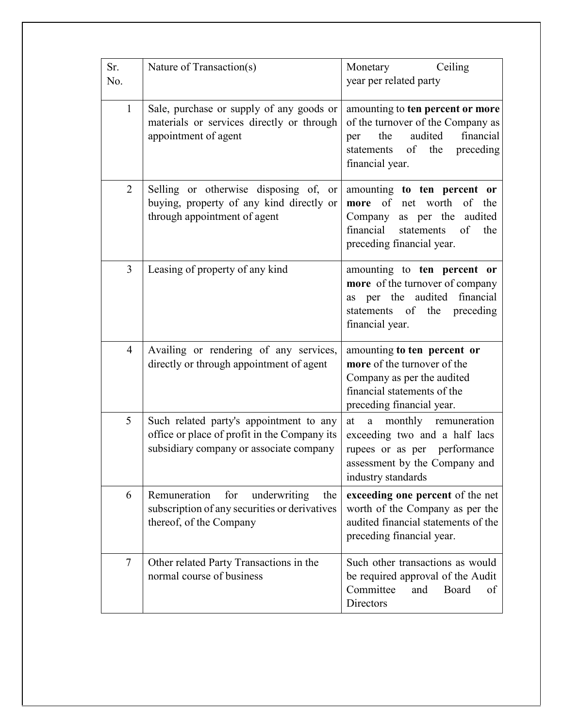| Sr. No. | Nature of Transaction(s) | Monetary Ceiling year per related party |
|---|---|---|
| 1 | Sale, purchase or supply of any goods or materials or services directly or through appointment of agent | amounting to **ten percent or more** of the turnover of the Company as per the audited financial statements of the preceding financial year. |
| 2 | Selling or otherwise disposing of, or buying, property of any kind directly or through appointment of agent | amounting **to ten percent or more** of net worth of the Company as per the audited financial statements of the preceding financial year. |
| 3 | Leasing of property of any kind | amounting to **ten percent or more** of the turnover of company as per the audited financial statements of the preceding financial year. |
| 4 | Availing or rendering of any services, directly or through appointment of agent | amounting **to ten percent or more** of the turnover of the Company as per the audited financial statements of the preceding financial year. |
| 5 | Such related party's appointment to any office or place of profit in the Company its subsidiary company or associate company | at a monthly remuneration exceeding two and a half lacs rupees or as per performance assessment by the Company and industry standards |
| 6 | Remuneration for underwriting the subscription of any securities or derivatives thereof, of the Company | **exceeding one percent** of the net worth of the Company as per the audited financial statements of the preceding financial year. |
| 7 | Other related Party Transactions in the normal course of business | Such other transactions as would be required approval of the Audit Committee and Board of Directors |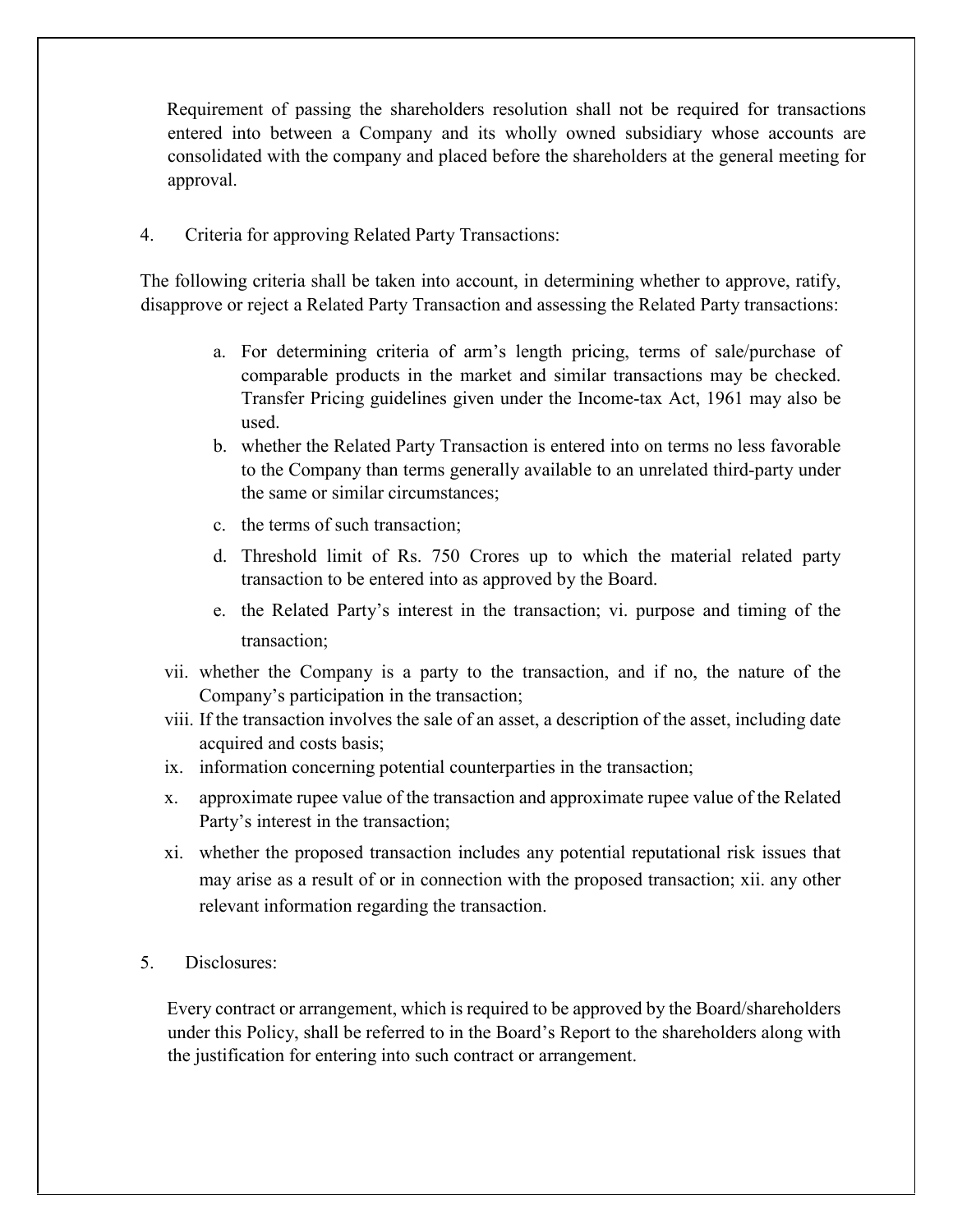Requirement of passing the shareholders resolution shall not be required for transactions entered into between a Company and its wholly owned subsidiary whose accounts are consolidated with the company and placed before the shareholders at the general meeting for approval.

4. Criteria for approving Related Party Transactions:

The following criteria shall be taken into account, in determining whether to approve, ratify, disapprove or reject a Related Party Transaction and assessing the Related Party transactions:

a. For determining criteria of arm's length pricing, terms of sale/purchase of comparable products in the market and similar transactions may be checked. Transfer Pricing guidelines given under the Income-tax Act, 1961 may also be used.
b. whether the Related Party Transaction is entered into on terms no less favorable to the Company than terms generally available to an unrelated third-party under the same or similar circumstances;
c. the terms of such transaction;
d. Threshold limit of Rs. 750 Crores up to which the material related party transaction to be entered into as approved by the Board.
e. the Related Party's interest in the transaction; vi. purpose and timing of the transaction;

vii. whether the Company is a party to the transaction, and if no, the nature of the Company's participation in the transaction;

viii. If the transaction involves the sale of an asset, a description of the asset, including date acquired and costs basis;

ix. information concerning potential counterparties in the transaction;

x. approximate rupee value of the transaction and approximate rupee value of the Related Party's interest in the transaction;

xi. whether the proposed transaction includes any potential reputational risk issues that may arise as a result of or in connection with the proposed transaction; xii. any other relevant information regarding the transaction.

5. Disclosures:

Every contract or arrangement, which is required to be approved by the Board/shareholders under this Policy, shall be referred to in the Board's Report to the shareholders along with the justification for entering into such contract or arrangement.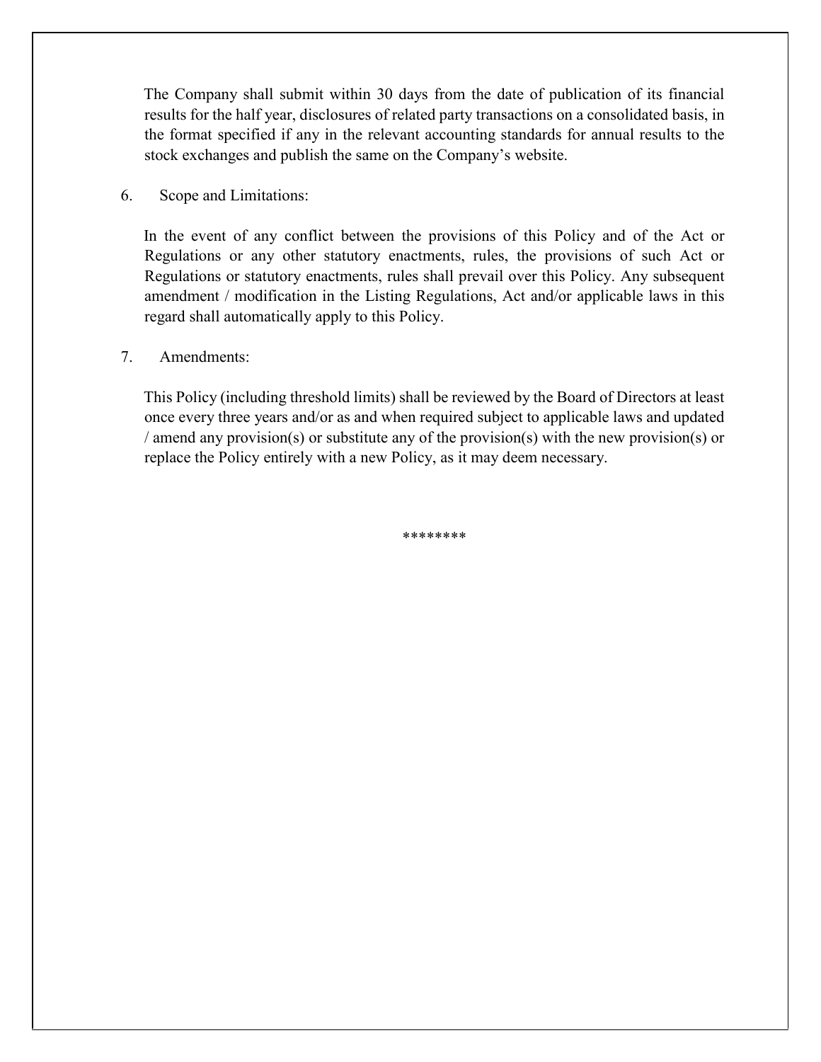The Company shall submit within 30 days from the date of publication of its financial results for the half year, disclosures of related party transactions on a consolidated basis, in the format specified if any in the relevant accounting standards for annual results to the stock exchanges and publish the same on the Company's website.

6. Scope and Limitations:

In the event of any conflict between the provisions of this Policy and of the Act or Regulations or any other statutory enactments, rules, the provisions of such Act or Regulations or statutory enactments, rules shall prevail over this Policy. Any subsequent amendment / modification in the Listing Regulations, Act and/or applicable laws in this regard shall automatically apply to this Policy.

7. Amendments:

This Policy (including threshold limits) shall be reviewed by the Board of Directors at least once every three years and/or as and when required subject to applicable laws and updated / amend any provision(s) or substitute any of the provision(s) with the new provision(s) or replace the Policy entirely with a new Policy, as it may deem necessary.

********